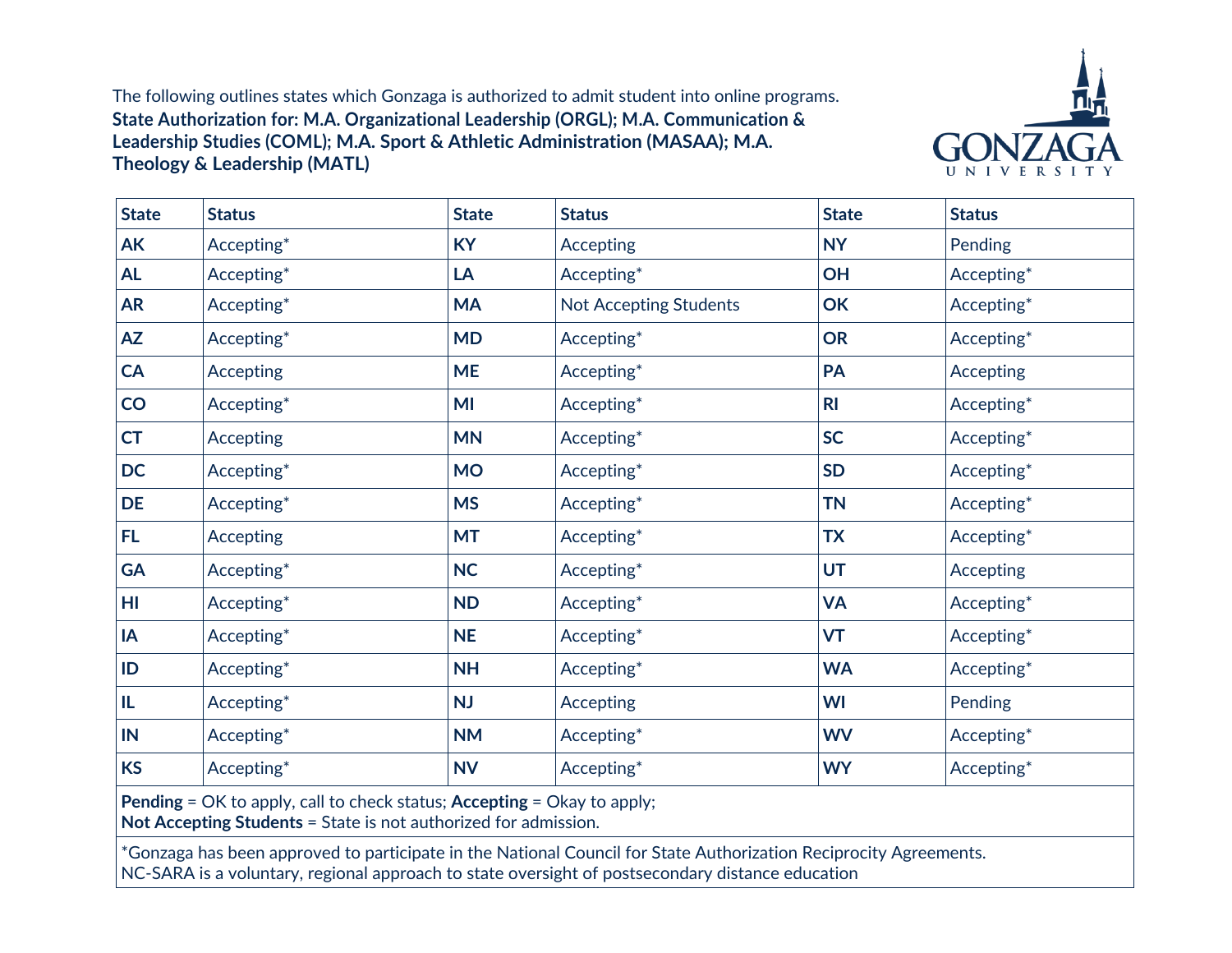The following outlines states which Gonzaga is authorized to admit student into online programs.

**State Authorization for: M.A. Organizational Leadership (ORGL); M.A. Communication & Leadership Studies (COML); M.A. Sport & Athletic Administration (MASAA); M.A. Theology & Leadership (MATL)**

| State | Status | State | Status | State | Status |
|---|---|---|---|---|---|
| **AK** | Accepting* | **KY** | Accepting | **NY** | Pending |
| **AL** | Accepting* | **LA** | Accepting* | **OH** | Accepting* |
| **AR** | Accepting* | **MA** | Not Accepting Students | **OK** | Accepting* |
| **AZ** | Accepting* | **MD** | Accepting* | **OR** | Accepting* |
| **CA** | Accepting | **ME** | Accepting* | **PA** | Accepting |
| **CO** | Accepting* | **MI** | Accepting* | **RI** | Accepting* |
| **CT** | Accepting | **MN** | Accepting* | **SC** | Accepting* |
| **DC** | Accepting* | **MO** | Accepting* | **SD** | Accepting* |
| **DE** | Accepting* | **MS** | Accepting* | **TN** | Accepting* |
| **FL** | Accepting | **MT** | Accepting* | **TX** | Accepting* |
| **GA** | Accepting* | **NC** | Accepting* | **UT** | Accepting |
| **HI** | Accepting* | **ND** | Accepting* | **VA** | Accepting* |
| **IA** | Accepting* | **NE** | Accepting* | **VT** | Accepting* |
| **ID** | Accepting* | **NH** | Accepting* | **WA** | Accepting* |
| **IL** | Accepting* | **NJ** | Accepting | **WI** | Pending |
| **IN** | Accepting* | **NM** | Accepting* | **WV** | Accepting* |
| **KS** | Accepting* | **NV** | Accepting* | **WY** | Accepting* |

**Pending** = OK to apply, call to check status; **Accepting** = Okay to apply;
**Not Accepting Students** = State is not authorized for admission.

*Gonzaga has been approved to participate in the National Council for State Authorization Reciprocity Agreements.
NC-SARA is a voluntary, regional approach to state oversight of postsecondary distance education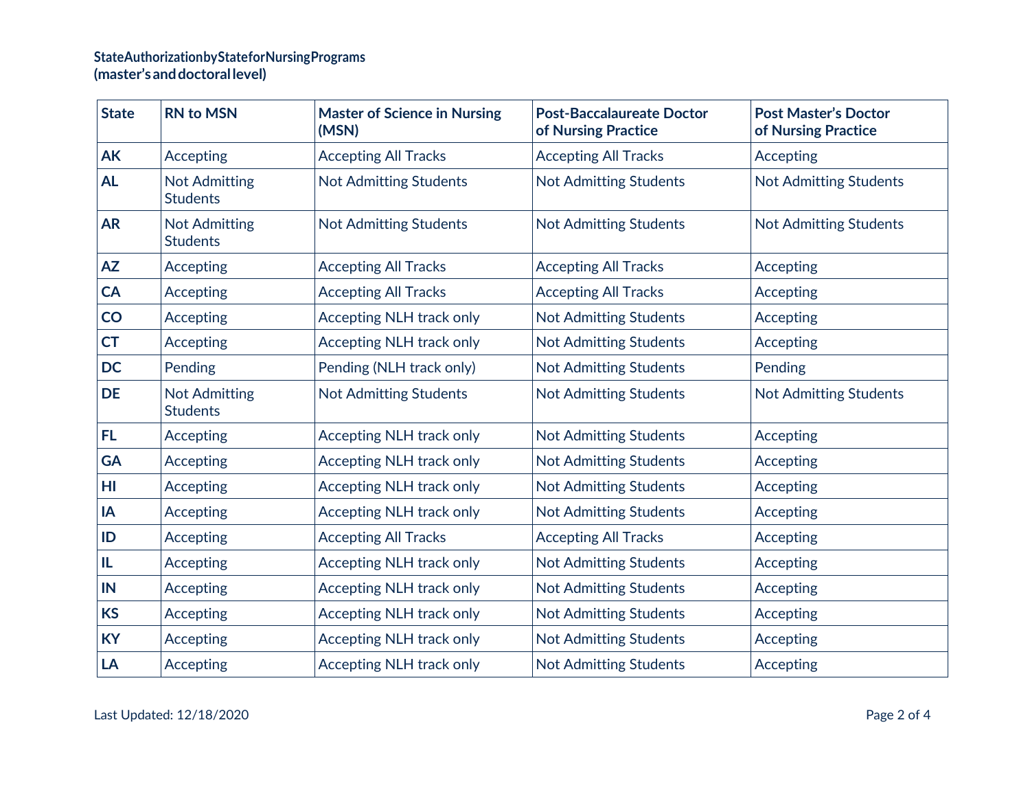**State Authorization by State for Nursing Programs (master's and doctoral level)**

| State | RN to MSN | Master of Science in Nursing (MSN) | Post-Baccalaureate Doctor of Nursing Practice | Post Master's Doctor of Nursing Practice |
|---|---|---|---|---|
| **AK** | Accepting | Accepting All Tracks | Accepting All Tracks | Accepting |
| **AL** | Not Admitting Students | Not Admitting Students | Not Admitting Students | Not Admitting Students |
| **AR** | Not Admitting Students | Not Admitting Students | Not Admitting Students | Not Admitting Students |
| **AZ** | Accepting | Accepting All Tracks | Accepting All Tracks | Accepting |
| **CA** | Accepting | Accepting All Tracks | Accepting All Tracks | Accepting |
| **CO** | Accepting | Accepting NLH track only | Not Admitting Students | Accepting |
| **CT** | Accepting | Accepting NLH track only | Not Admitting Students | Accepting |
| **DC** | Pending | Pending (NLH track only) | Not Admitting Students | Pending |
| **DE** | Not Admitting Students | Not Admitting Students | Not Admitting Students | Not Admitting Students |
| **FL** | Accepting | Accepting NLH track only | Not Admitting Students | Accepting |
| **GA** | Accepting | Accepting NLH track only | Not Admitting Students | Accepting |
| **HI** | Accepting | Accepting NLH track only | Not Admitting Students | Accepting |
| **IA** | Accepting | Accepting NLH track only | Not Admitting Students | Accepting |
| **ID** | Accepting | Accepting All Tracks | Accepting All Tracks | Accepting |
| **IL** | Accepting | Accepting NLH track only | Not Admitting Students | Accepting |
| **IN** | Accepting | Accepting NLH track only | Not Admitting Students | Accepting |
| **KS** | Accepting | Accepting NLH track only | Not Admitting Students | Accepting |
| **KY** | Accepting | Accepting NLH track only | Not Admitting Students | Accepting |
| **LA** | Accepting | Accepting NLH track only | Not Admitting Students | Accepting |

Last Updated: 12/18/2020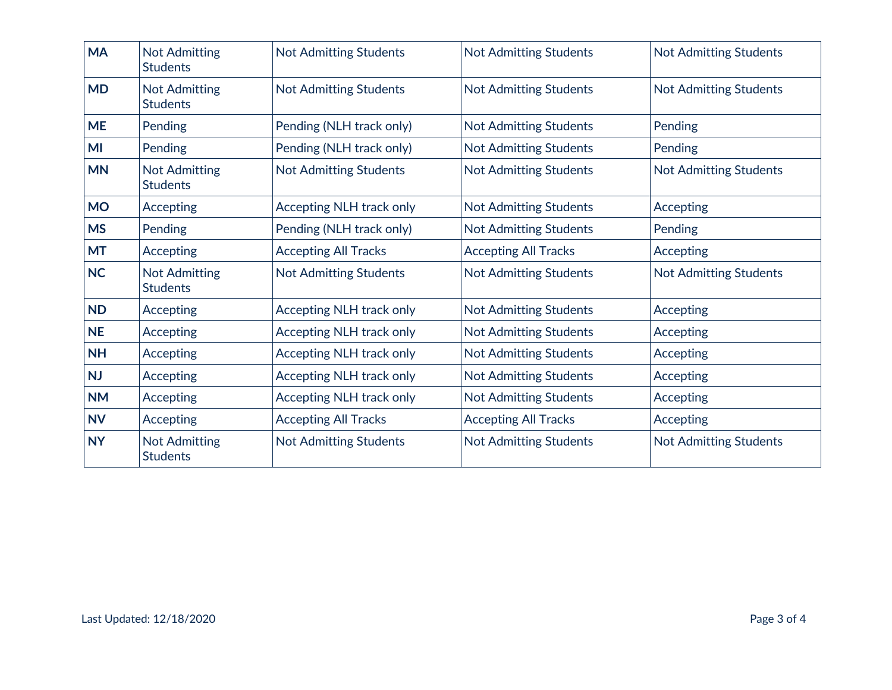| | | | | |
|---|---|---|---|---|
| **MA** | Not Admitting Students | Not Admitting Students | Not Admitting Students | Not Admitting Students |
| **MD** | Not Admitting Students | Not Admitting Students | Not Admitting Students | Not Admitting Students |
| **ME** | Pending | Pending (NLH track only) | Not Admitting Students | Pending |
| **MI** | Pending | Pending (NLH track only) | Not Admitting Students | Pending |
| **MN** | Not Admitting Students | Not Admitting Students | Not Admitting Students | Not Admitting Students |
| **MO** | Accepting | Accepting NLH track only | Not Admitting Students | Accepting |
| **MS** | Pending | Pending (NLH track only) | Not Admitting Students | Pending |
| **MT** | Accepting | Accepting All Tracks | Accepting All Tracks | Accepting |
| **NC** | Not Admitting Students | Not Admitting Students | Not Admitting Students | Not Admitting Students |
| **ND** | Accepting | Accepting NLH track only | Not Admitting Students | Accepting |
| **NE** | Accepting | Accepting NLH track only | Not Admitting Students | Accepting |
| **NH** | Accepting | Accepting NLH track only | Not Admitting Students | Accepting |
| **NJ** | Accepting | Accepting NLH track only | Not Admitting Students | Accepting |
| **NM** | Accepting | Accepting NLH track only | Not Admitting Students | Accepting |
| **NV** | Accepting | Accepting All Tracks | Accepting All Tracks | Accepting |
| **NY** | Not Admitting Students | Not Admitting Students | Not Admitting Students | Not Admitting Students |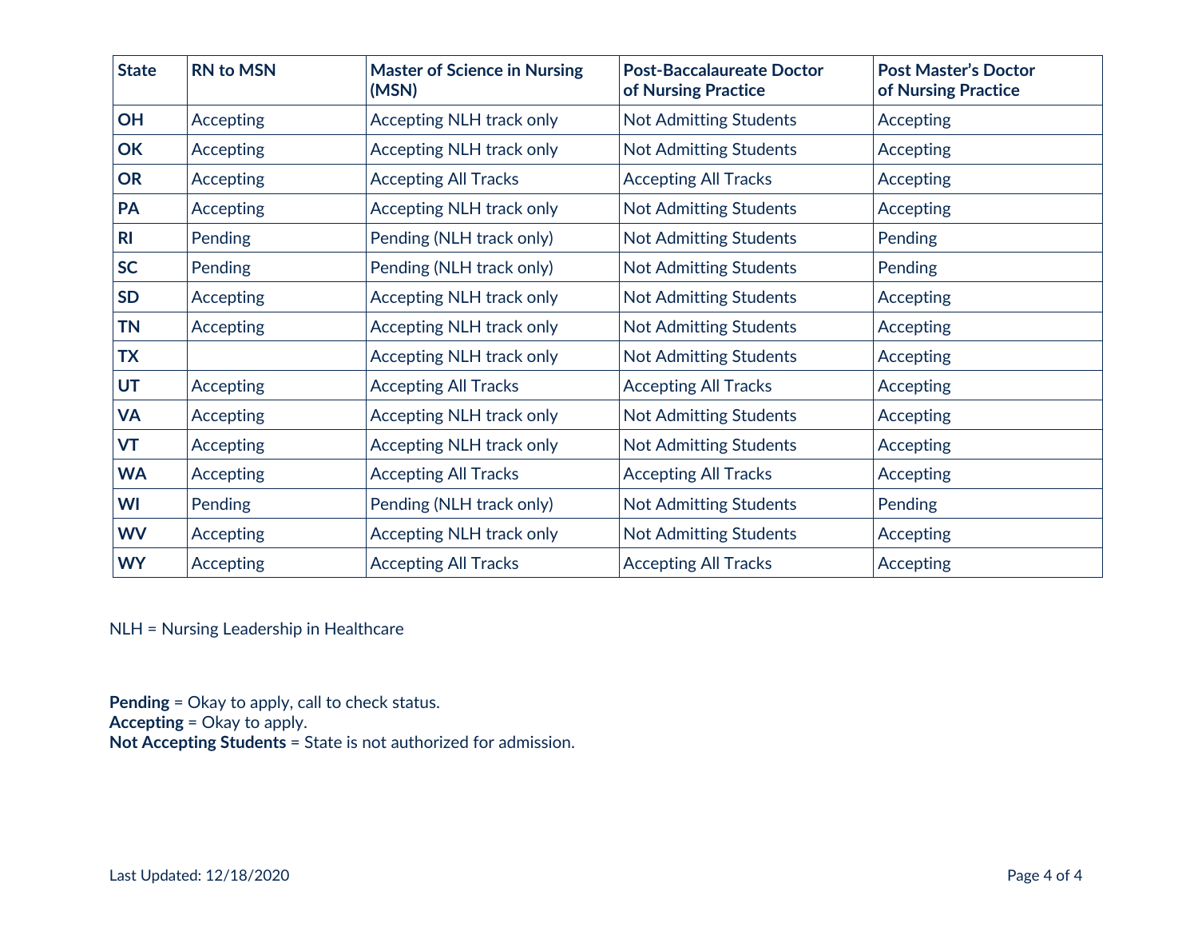| State | RN to MSN | Master of Science in Nursing (MSN) | Post-Baccalaureate Doctor of Nursing Practice | Post Master's Doctor of Nursing Practice |
|---|---|---|---|---|
| **OH** | Accepting | Accepting NLH track only | Not Admitting Students | Accepting |
| **OK** | Accepting | Accepting NLH track only | Not Admitting Students | Accepting |
| **OR** | Accepting | Accepting All Tracks | Accepting All Tracks | Accepting |
| **PA** | Accepting | Accepting NLH track only | Not Admitting Students | Accepting |
| **RI** | Pending | Pending (NLH track only) | Not Admitting Students | Pending |
| **SC** | Pending | Pending (NLH track only) | Not Admitting Students | Pending |
| **SD** | Accepting | Accepting NLH track only | Not Admitting Students | Accepting |
| **TN** | Accepting | Accepting NLH track only | Not Admitting Students | Accepting |
| **TX** | | Accepting NLH track only | Not Admitting Students | Accepting |
| **UT** | Accepting | Accepting All Tracks | Accepting All Tracks | Accepting |
| **VA** | Accepting | Accepting NLH track only | Not Admitting Students | Accepting |
| **VT** | Accepting | Accepting NLH track only | Not Admitting Students | Accepting |
| **WA** | Accepting | Accepting All Tracks | Accepting All Tracks | Accepting |
| **WI** | Pending | Pending (NLH track only) | Not Admitting Students | Pending |
| **WV** | Accepting | Accepting NLH track only | Not Admitting Students | Accepting |
| **WY** | Accepting | Accepting All Tracks | Accepting All Tracks | Accepting |

NLH = Nursing Leadership in Healthcare

**Pending** = Okay to apply, call to check status.
**Accepting** = Okay to apply.
**Not Accepting Students** = State is not authorized for admission.

Last Updated: 12/18/2020